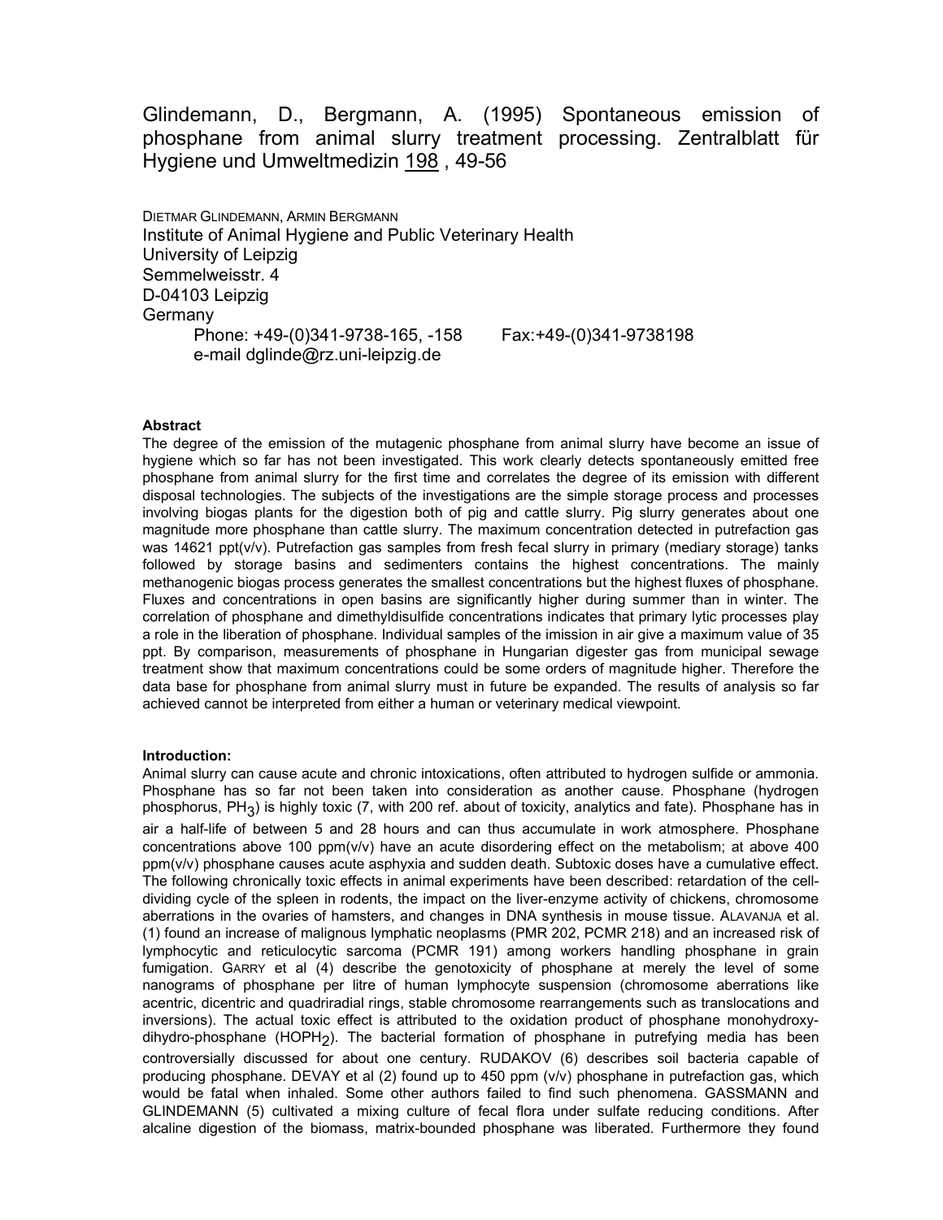Glindemann, D., Bergmann, A. (1995) Spontaneous emission of phosphane from animal slurry treatment processing. Zentralblatt für Hygiene und Umweltmedizin 198, 49-56

DIETMAR GLINDEMANN, ARMIN BERGMANN
Institute of Animal Hygiene and Public Veterinary Health
University of Leipzig
Semmelweisstr. 4
D-04103 Leipzig
Germany
Phone: +49-(0)341-9738-165, -158 Fax:+49-(0)341-9738198
e-mail dglinde@rz.uni-leipzig.de

**Abstract**

The degree of the emission of the mutagenic phosphane from animal slurry have become an issue of hygiene which so far has not been investigated. This work clearly detects spontaneously emitted free phosphane from animal slurry for the first time and correlates the degree of its emission with different disposal technologies. The subjects of the investigations are the simple storage process and processes involving biogas plants for the digestion both of pig and cattle slurry. Pig slurry generates about one magnitude more phosphane than cattle slurry. The maximum concentration detected in putrefaction gas was 14621 ppt(v/v). Putrefaction gas samples from fresh fecal slurry in primary (mediary storage) tanks followed by storage basins and sedimenters contains the highest concentrations. The mainly methanogenic biogas process generates the smallest concentrations but the highest fluxes of phosphane. Fluxes and concentrations in open basins are significantly higher during summer than in winter. The correlation of phosphane and dimethyldisulfide concentrations indicates that primary lytic processes play a role in the liberation of phosphane. Individual samples of the imission in air give a maximum value of 35 ppt. By comparison, measurements of phosphane in Hungarian digester gas from municipal sewage treatment show that maximum concentrations could be some orders of magnitude higher. Therefore the data base for phosphane from animal slurry must in future be expanded. The results of analysis so far achieved cannot be interpreted from either a human or veterinary medical viewpoint.

**Introduction:**

Animal slurry can cause acute and chronic intoxications, often attributed to hydrogen sulfide or ammonia. Phosphane has so far not been taken into consideration as another cause. Phosphane (hydrogen phosphorus, $PH_3$) is highly toxic (7, with 200 ref. about of toxicity, analytics and fate). Phosphane has in air a half-life of between 5 and 28 hours and can thus accumulate in work atmosphere. Phosphane concentrations above 100 ppm(v/v) have an acute disordering effect on the metabolism; at above 400 ppm(v/v) phosphane causes acute asphyxia and sudden death. Subtoxic doses have a cumulative effect. The following chronically toxic effects in animal experiments have been described: retardation of the cell-dividing cycle of the spleen in rodents, the impact on the liver-enzyme activity of chickens, chromosome aberrations in the ovaries of hamsters, and changes in DNA synthesis in mouse tissue. ALAVANJA et al. (1) found an increase of malignous lymphatic neoplasms (PMR 202, PCMR 218) and an increased risk of lymphocytic and reticulocytic sarcoma (PCMR 191) among workers handling phosphane in grain fumigation. GARRY et al (4) describe the genotoxicity of phosphane at merely the level of some nanograms of phosphane per litre of human lymphocyte suspension (chromosome aberrations like acentric, dicentric and quadriradial rings, stable chromosome rearrangements such as translocations and inversions). The actual toxic effect is attributed to the oxidation product of phosphane monohydroxy-dihydro-phosphane ($HOPH_2$). The bacterial formation of phosphane in putrefying media has been controversially discussed for about one century. RUDAKOV (6) describes soil bacteria capable of producing phosphane. DEVAY et al (2) found up to 450 ppm (v/v) phosphane in putrefaction gas, which would be fatal when inhaled. Some other authors failed to find such phenomena. GASSMANN and GLINDEMANN (5) cultivated a mixing culture of fecal flora under sulfate reducing conditions. After alcaline digestion of the biomass, matrix-bounded phosphane was liberated. Furthermore they found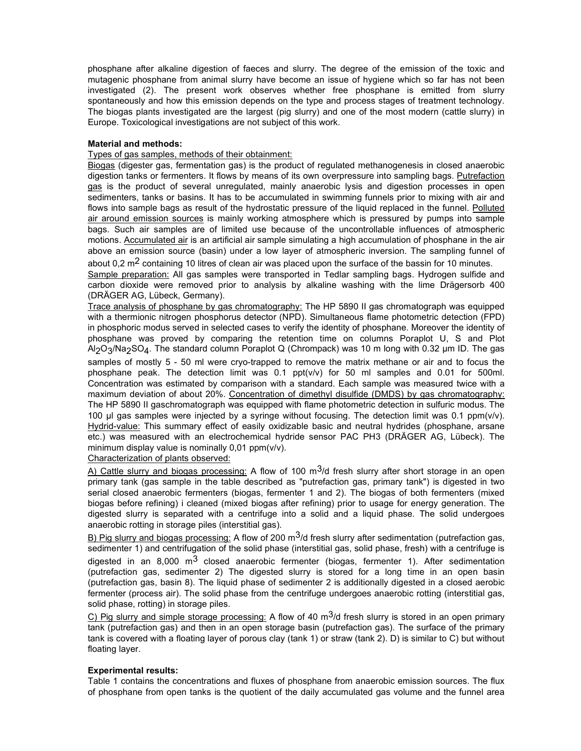phosphane after alkaline digestion of faeces and slurry. The degree of the emission of the toxic and mutagenic phosphane from animal slurry have become an issue of hygiene which so far has not been investigated (2). The present work observes whether free phosphane is emitted from slurry spontaneously and how this emission depends on the type and process stages of treatment technology. The biogas plants investigated are the largest (pig slurry) and one of the most modern (cattle slurry) in Europe. Toxicological investigations are not subject of this work.

**Material and methods:**

Types of gas samples, methods of their obtainment:

Biogas (digester gas, fermentation gas) is the product of regulated methanogenesis in closed anaerobic digestion tanks or fermenters. It flows by means of its own overpressure into sampling bags. Putrefaction gas is the product of several unregulated, mainly anaerobic lysis and digestion processes in open sedimenters, tanks or basins. It has to be accumulated in swimming funnels prior to mixing with air and flows into sample bags as result of the hydrostatic pressure of the liquid replaced in the funnel. Polluted air around emission sources is mainly working atmosphere which is pressured by pumps into sample bags. Such air samples are of limited use because of the uncontrollable influences of atmospheric motions. Accumulated air is an artificial air sample simulating a high accumulation of phosphane in the air above an emission source (basin) under a low layer of atmospheric inversion. The sampling funnel of about 0,2 $m^2$ containing 10 litres of clean air was placed upon the surface of the bassin for 10 minutes.

Sample preparation: All gas samples were transported in Tedlar sampling bags. Hydrogen sulfide and carbon dioxide were removed prior to analysis by alkaline washing with the lime Drägersorb 400 (DRÄGER AG, Lübeck, Germany).

Trace analysis of phosphane by gas chromatography: The HP 5890 II gas chromatograph was equipped with a thermionic nitrogen phosphorus detector (NPD). Simultaneous flame photometric detection (FPD) in phosphoric modus served in selected cases to verify the identity of phosphane. Moreover the identity of phosphane was proved by comparing the retention time on columns Poraplot U, S and Plot $Al_2O_3/Na_2SO_4$. The standard column Poraplot Q (Chrompack) was 10 m long with 0.32 µm ID. The gas samples of mostly 5 - 50 ml were cryo-trapped to remove the matrix methane or air and to focus the phosphane peak. The detection limit was 0.1 ppt(v/v) for 50 ml samples and 0.01 for 500ml. Concentration was estimated by comparison with a standard. Each sample was measured twice with a maximum deviation of about 20%. Concentration of dimethyl disulfide (DMDS) by gas chromatography: The HP 5890 II gaschromatograph was equipped with flame photometric detection in sulfuric modus. The 100 µl gas samples were injected by a syringe without focusing. The detection limit was 0.1 ppm(v/v). Hydrid-value: This summary effect of easily oxidizable basic and neutral hydrides (phosphane, arsane etc.) was measured with an electrochemical hydride sensor PAC PH3 (DRÄGER AG, Lübeck). The minimum display value is nominally 0,01 ppm(v/v).

Characterization of plants observed:

A) Cattle slurry and biogas processing: A flow of 100 $m^3$/d fresh slurry after short storage in an open primary tank (gas sample in the table described as "putrefaction gas, primary tank") is digested in two serial closed anaerobic fermenters (biogas, fermenter 1 and 2). The biogas of both fermenters (mixed biogas before refining) i cleaned (mixed biogas after refining) prior to usage for energy generation. The digested slurry is separated with a centrifuge into a solid and a liquid phase. The solid undergoes anaerobic rotting in storage piles (interstitial gas).

B) Pig slurry and biogas processing: A flow of 200 $m^3$/d fresh slurry after sedimentation (putrefaction gas, sedimenter 1) and centrifugation of the solid phase (interstitial gas, solid phase, fresh) with a centrifuge is digested in an 8,000 $m^3$ closed anaerobic fermenter (biogas, fermenter 1). After sedimentation (putrefaction gas, sedimenter 2) The digested slurry is stored for a long time in an open basin (putrefaction gas, basin 8). The liquid phase of sedimenter 2 is additionally digested in a closed aerobic fermenter (process air). The solid phase from the centrifuge undergoes anaerobic rotting (interstitial gas, solid phase, rotting) in storage piles.

C) Pig slurry and simple storage processing: A flow of 40 $m^3$/d fresh slurry is stored in an open primary tank (putrefaction gas) and then in an open storage basin (putrefaction gas). The surface of the primary tank is covered with a floating layer of porous clay (tank 1) or straw (tank 2). D) is similar to C) but without floating layer.

**Experimental results:**

Table 1 contains the concentrations and fluxes of phosphane from anaerobic emission sources. The flux of phosphane from open tanks is the quotient of the daily accumulated gas volume and the funnel area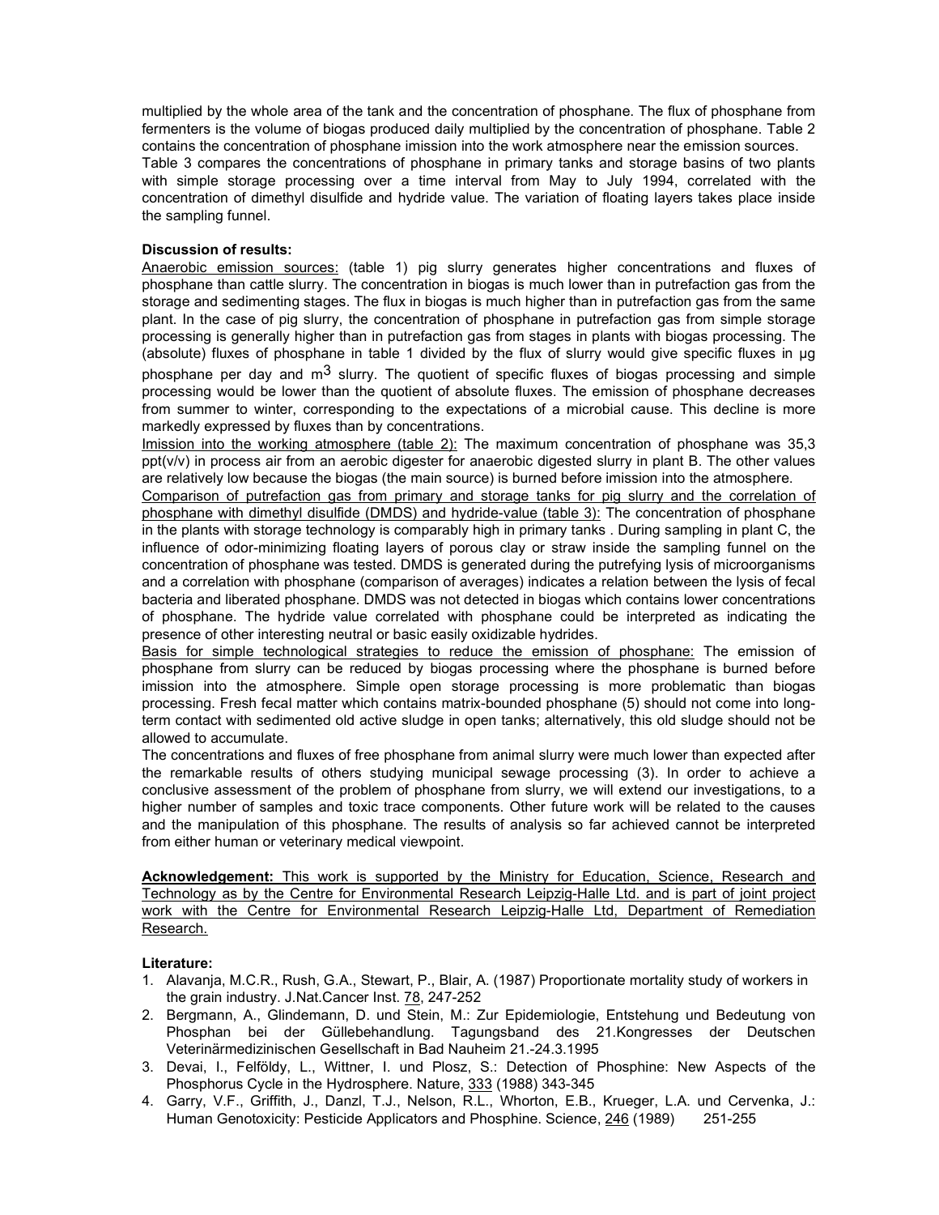multiplied by the whole area of the tank and the concentration of phosphane. The flux of phosphane from fermenters is the volume of biogas produced daily multiplied by the concentration of phosphane. Table 2 contains the concentration of phosphane imission into the work atmosphere near the emission sources.

Table 3 compares the concentrations of phosphane in primary tanks and storage basins of two plants with simple storage processing over a time interval from May to July 1994, correlated with the concentration of dimethyl disulfide and hydride value. The variation of floating layers takes place inside the sampling funnel.

**Discussion of results:**

Anaerobic emission sources: (table 1) pig slurry generates higher concentrations and fluxes of phosphane than cattle slurry. The concentration in biogas is much lower than in putrefaction gas from the storage and sedimenting stages. The flux in biogas is much higher than in putrefaction gas from the same plant. In the case of pig slurry, the concentration of phosphane in putrefaction gas from simple storage processing is generally higher than in putrefaction gas from stages in plants with biogas processing. The (absolute) fluxes of phosphane in table 1 divided by the flux of slurry would give specific fluxes in µg phosphane per day and $m^3$ slurry. The quotient of specific fluxes of biogas processing and simple processing would be lower than the quotient of absolute fluxes. The emission of phosphane decreases from summer to winter, corresponding to the expectations of a microbial cause. This decline is more markedly expressed by fluxes than by concentrations.

Imission into the working atmosphere (table 2): The maximum concentration of phosphane was 35,3 ppt(v/v) in process air from an aerobic digester for anaerobic digested slurry in plant B. The other values are relatively low because the biogas (the main source) is burned before imission into the atmosphere.

Comparison of putrefaction gas from primary and storage tanks for pig slurry and the correlation of phosphane with dimethyl disulfide (DMDS) and hydride-value (table 3): The concentration of phosphane in the plants with storage technology is comparably high in primary tanks . During sampling in plant C, the influence of odor-minimizing floating layers of porous clay or straw inside the sampling funnel on the concentration of phosphane was tested. DMDS is generated during the putrefying lysis of microorganisms and a correlation with phosphane (comparison of averages) indicates a relation between the lysis of fecal bacteria and liberated phosphane. DMDS was not detected in biogas which contains lower concentrations of phosphane. The hydride value correlated with phosphane could be interpreted as indicating the presence of other interesting neutral or basic easily oxidizable hydrides.

Basis for simple technological strategies to reduce the emission of phosphane: The emission of phosphane from slurry can be reduced by biogas processing where the phosphane is burned before imission into the atmosphere. Simple open storage processing is more problematic than biogas processing. Fresh fecal matter which contains matrix-bounded phosphane (5) should not come into long-term contact with sedimented old active sludge in open tanks; alternatively, this old sludge should not be allowed to accumulate.

The concentrations and fluxes of free phosphane from animal slurry were much lower than expected after the remarkable results of others studying municipal sewage processing (3). In order to achieve a conclusive assessment of the problem of phosphane from slurry, we will extend our investigations, to a higher number of samples and toxic trace components. Other future work will be related to the causes and the manipulation of this phosphane. The results of analysis so far achieved cannot be interpreted from either human or veterinary medical viewpoint.

**Acknowledgement:** This work is supported by the Ministry for Education, Science, Research and Technology as by the Centre for Environmental Research Leipzig-Halle Ltd. and is part of joint project work with the Centre for Environmental Research Leipzig-Halle Ltd, Department of Remediation Research.

**Literature:**

1. Alavanja, M.C.R., Rush, G.A., Stewart, P., Blair, A. (1987) Proportionate mortality study of workers in the grain industry. J.Nat.Cancer Inst. 78, 247-252
2. Bergmann, A., Glindemann, D. und Stein, M.: Zur Epidemiologie, Entstehung und Bedeutung von Phosphan bei der Güllebehandlung. Tagungsband des 21.Kongresses der Deutschen Veterinärmedizinischen Gesellschaft in Bad Nauheim 21.-24.3.1995
3. Devai, I., Felföldy, L., Wittner, I. und Plosz, S.: Detection of Phosphine: New Aspects of the Phosphorus Cycle in the Hydrosphere. Nature, 333 (1988) 343-345
4. Garry, V.F., Griffith, J., Danzl, T.J., Nelson, R.L., Whorton, E.B., Krueger, L.A. und Cervenka, J.: Human Genotoxicity: Pesticide Applicators and Phosphine. Science, 246 (1989) 251-255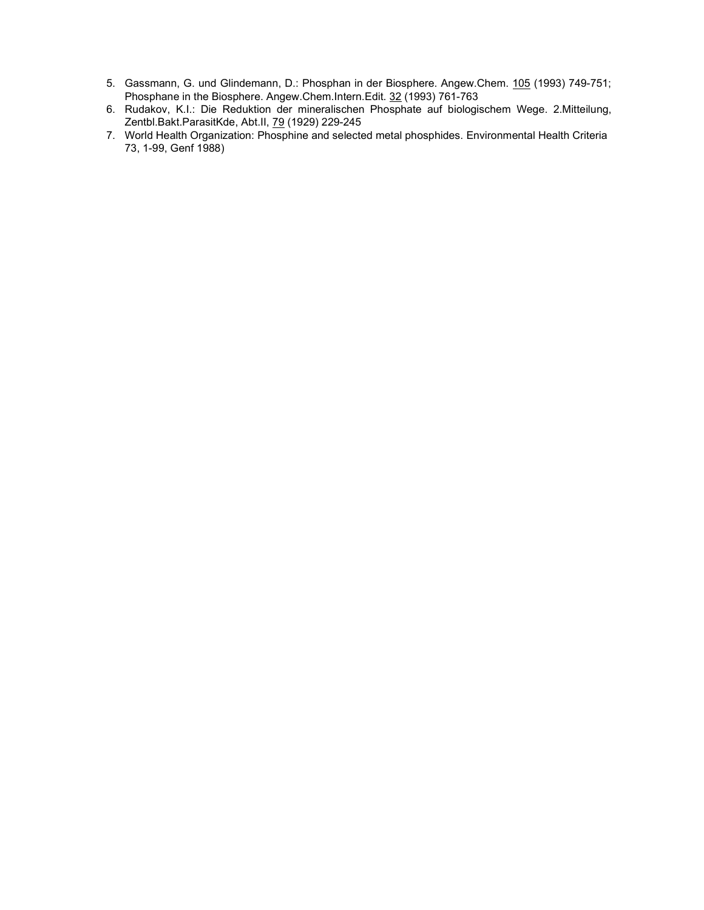5. Gassmann, G. und Glindemann, D.: Phosphan in der Biosphere. Angew.Chem. 105 (1993) 749-751; Phosphane in the Biosphere. Angew.Chem.Intern.Edit. 32 (1993) 761-763
6. Rudakov, K.I.: Die Reduktion der mineralischen Phosphate auf biologischem Wege. 2.Mitteilung, Zentbl.Bakt.ParasitKde, Abt.II, 79 (1929) 229-245
7. World Health Organization: Phosphine and selected metal phosphides. Environmental Health Criteria 73, 1-99, Genf 1988)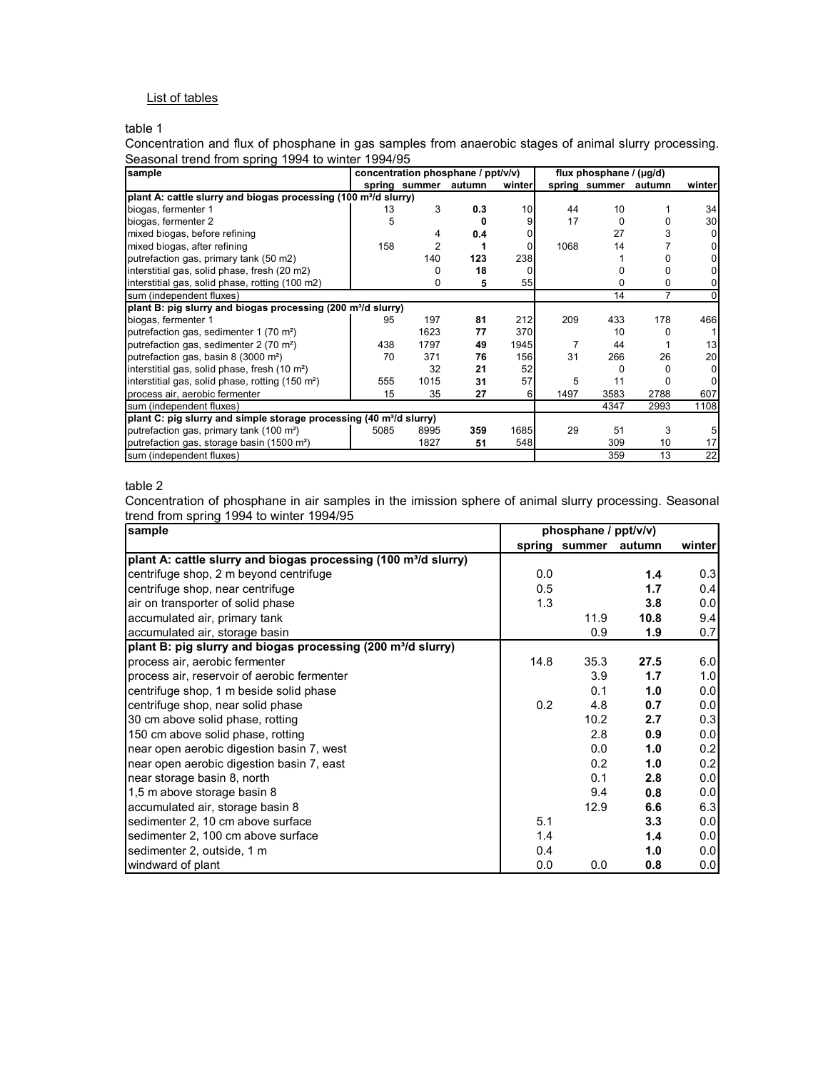List of tables

table 1

Concentration and flux of phosphane in gas samples from anaerobic stages of animal slurry processing. Seasonal trend from spring 1994 to winter 1994/95

| sample | concentration phosphane / ppt/v/v) | | | | flux phosphane / (µg/d) | | | |
|---|---|---|---|---|---|---|---|---|
| | spring | summer | autumn | winter | spring | summer | autumn | winter |
| **plant A: cattle slurry and biogas processing (100 m³/d slurry)** | | | | | | | | |
| biogas, fermenter 1 | 13 | 3 | **0.3** | 10 | 44 | 10 | 1 | 34 |
| biogas, fermenter 2 | 5 | | **0** | 9 | 17 | 0 | 0 | 30 |
| mixed biogas, before refining | | 4 | **0.4** | 0 | | 27 | 3 | 0 |
| mixed biogas, after refining | 158 | 2 | **1** | 0 | 1068 | 14 | 7 | 0 |
| putrefaction gas, primary tank (50 m2) | | 140 | **123** | 238 | | 1 | 0 | 0 |
| interstitial gas, solid phase, fresh (20 m2) | | 0 | **18** | 0 | | 0 | 0 | 0 |
| interstitial gas, solid phase, rotting (100 m2) | | 0 | **5** | 55 | | 0 | 0 | 0 |
| sum (independent fluxes) | | | | | | 14 | 7 | 0 |
| **plant B: pig slurry and biogas processing (200 m³/d slurry)** | | | | | | | | |
| biogas, fermenter 1 | 95 | 197 | **81** | 212 | 209 | 433 | 178 | 466 |
| putrefaction gas, sedimenter 1 (70 m²) | | 1623 | **77** | 370 | | 10 | 0 | 1 |
| putrefaction gas, sedimenter 2 (70 m²) | 438 | 1797 | **49** | 1945 | 7 | 44 | 1 | 13 |
| putrefaction gas, basin 8 (3000 m²) | 70 | 371 | **76** | 156 | 31 | 266 | 26 | 20 |
| interstitial gas, solid phase, fresh (10 m²) | | 32 | **21** | 52 | | 0 | 0 | 0 |
| interstitial gas, solid phase, rotting (150 m²) | 555 | 1015 | **31** | 57 | 5 | 11 | 0 | 0 |
| process air, aerobic fermenter | 15 | 35 | **27** | 6 | 1497 | 3583 | 2788 | 607 |
| sum (independent fluxes) | | | | | | 4347 | 2993 | 1108 |
| **plant C: pig slurry and simple storage processing (40 m³/d slurry)** | | | | | | | | |
| putrefaction gas, primary tank (100 m²) | 5085 | 8995 | **359** | 1685 | 29 | 51 | 3 | 5 |
| putrefaction gas, storage basin (1500 m²) | | 1827 | **51** | 548 | | 309 | 10 | 17 |
| sum (independent fluxes) | | | | | | 359 | 13 | 22 |

table 2

Concentration of phosphane in air samples in the imission sphere of animal slurry processing. Seasonal trend from spring 1994 to winter 1994/95

| sample | phosphane / ppt/v/v) | | | |
|---|---|---|---|---|
| | spring | summer | autumn | winter |
| **plant A: cattle slurry and biogas processing (100 m³/d slurry)** | | | | |
| centrifuge shop, 2 m beyond centrifuge | 0.0 | | **1.4** | 0.3 |
| centrifuge shop, near centrifuge | 0.5 | | **1.7** | 0.4 |
| air on transporter of solid phase | 1.3 | | **3.8** | 0.0 |
| accumulated air, primary tank | | 11.9 | **10.8** | 9.4 |
| accumulated air, storage basin | | 0.9 | **1.9** | 0.7 |
| **plant B: pig slurry and biogas processing (200 m³/d slurry)** | | | | |
| process air, aerobic fermenter | 14.8 | 35.3 | **27.5** | 6.0 |
| process air, reservoir of aerobic fermenter | | 3.9 | **1.7** | 1.0 |
| centrifuge shop, 1 m beside solid phase | | 0.1 | **1.0** | 0.0 |
| centrifuge shop, near solid phase | 0.2 | 4.8 | **0.7** | 0.0 |
| 30 cm above solid phase, rotting | | 10.2 | **2.7** | 0.3 |
| 150 cm above solid phase, rotting | | 2.8 | **0.9** | 0.0 |
| near open aerobic digestion basin 7, west | | 0.0 | **1.0** | 0.2 |
| near open aerobic digestion basin 7, east | | 0.2 | **1.0** | 0.2 |
| near storage basin 8, north | | 0.1 | **2.8** | 0.0 |
| 1,5 m above storage basin 8 | | 9.4 | **0.8** | 0.0 |
| accumulated air, storage basin 8 | | 12.9 | **6.6** | 6.3 |
| sedimenter 2, 10 cm above surface | 5.1 | | **3.3** | 0.0 |
| sedimenter 2, 100 cm above surface | 1.4 | | **1.4** | 0.0 |
| sedimenter 2, outside, 1 m | 0.4 | | **1.0** | 0.0 |
| windward of plant | 0.0 | 0.0 | **0.8** | 0.0 |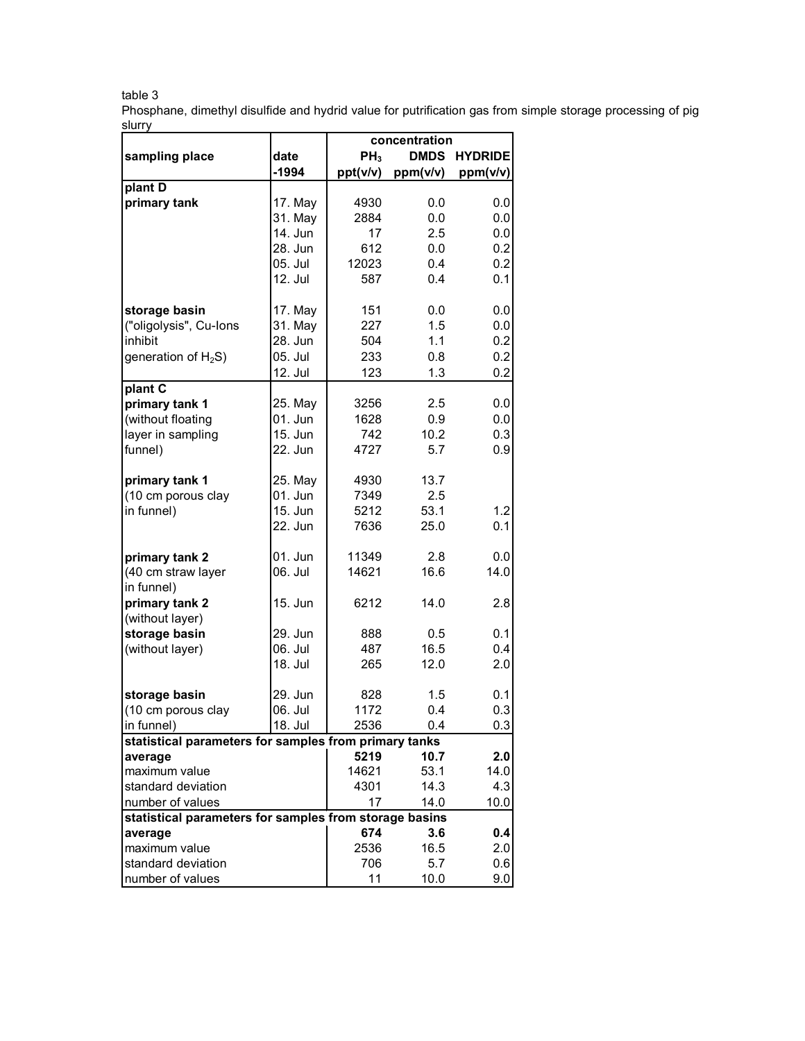table 3

Phosphane, dimethyl disulfide and hydrid value for putrification gas from simple storage processing of pig slurry

| sampling place | date -1994 | $PH_3$ ppt(v/v) | DMDS ppm(v/v) | HYDRIDE ppm(v/v) |
|---|---|---|---|---|
| | | concentration | | |
| **plant D** | | | | |
| **primary tank** | 17. May | 4930 | 0.0 | 0.0 |
| | 31. May | 2884 | 0.0 | 0.0 |
| | 14. Jun | 17 | 2.5 | 0.0 |
| | 28. Jun | 612 | 0.0 | 0.2 |
| | 05. Jul | 12023 | 0.4 | 0.2 |
| | 12. Jul | 587 | 0.4 | 0.1 |
| **storage basin** | 17. May | 151 | 0.0 | 0.0 |
| ("oligolysis", Cu-Ions | 31. May | 227 | 1.5 | 0.0 |
| inhibit | 28. Jun | 504 | 1.1 | 0.2 |
| generation of $H_2S$) | 05. Jul | 233 | 0.8 | 0.2 |
| | 12. Jul | 123 | 1.3 | 0.2 |
| **plant C** | | | | |
| **primary tank 1** | 25. May | 3256 | 2.5 | 0.0 |
| (without floating | 01. Jun | 1628 | 0.9 | 0.0 |
| layer in sampling | 15. Jun | 742 | 10.2 | 0.3 |
| funnel) | 22. Jun | 4727 | 5.7 | 0.9 |
| **primary tank 1** | 25. May | 4930 | 13.7 | |
| (10 cm porous clay | 01. Jun | 7349 | 2.5 | |
| in funnel) | 15. Jun | 5212 | 53.1 | 1.2 |
| | 22. Jun | 7636 | 25.0 | 0.1 |
| **primary tank 2** | 01. Jun | 11349 | 2.8 | 0.0 |
| (40 cm straw layer in funnel) | 06. Jul | 14621 | 16.6 | 14.0 |
| **primary tank 2** (without layer) | 15. Jun | 6212 | 14.0 | 2.8 |
| **storage basin** | 29. Jun | 888 | 0.5 | 0.1 |
| (without layer) | 06. Jul | 487 | 16.5 | 0.4 |
| | 18. Jul | 265 | 12.0 | 2.0 |
| **storage basin** | 29. Jun | 828 | 1.5 | 0.1 |
| (10 cm porous clay | 06. Jul | 1172 | 0.4 | 0.3 |
| in funnel) | 18. Jul | 2536 | 0.4 | 0.3 |
| **statistical parameters for samples from primary tanks** | | | | |
| **average** | | **5219** | **10.7** | **2.0** |
| maximum value | | 14621 | 53.1 | 14.0 |
| standard deviation | | 4301 | 14.3 | 4.3 |
| number of values | | 17 | 14.0 | 10.0 |
| **statistical parameters for samples from storage basins** | | | | |
| **average** | | **674** | **3.6** | **0.4** |
| maximum value | | 2536 | 16.5 | 2.0 |
| standard deviation | | 706 | 5.7 | 0.6 |
| number of values | | 11 | 10.0 | 9.0 |